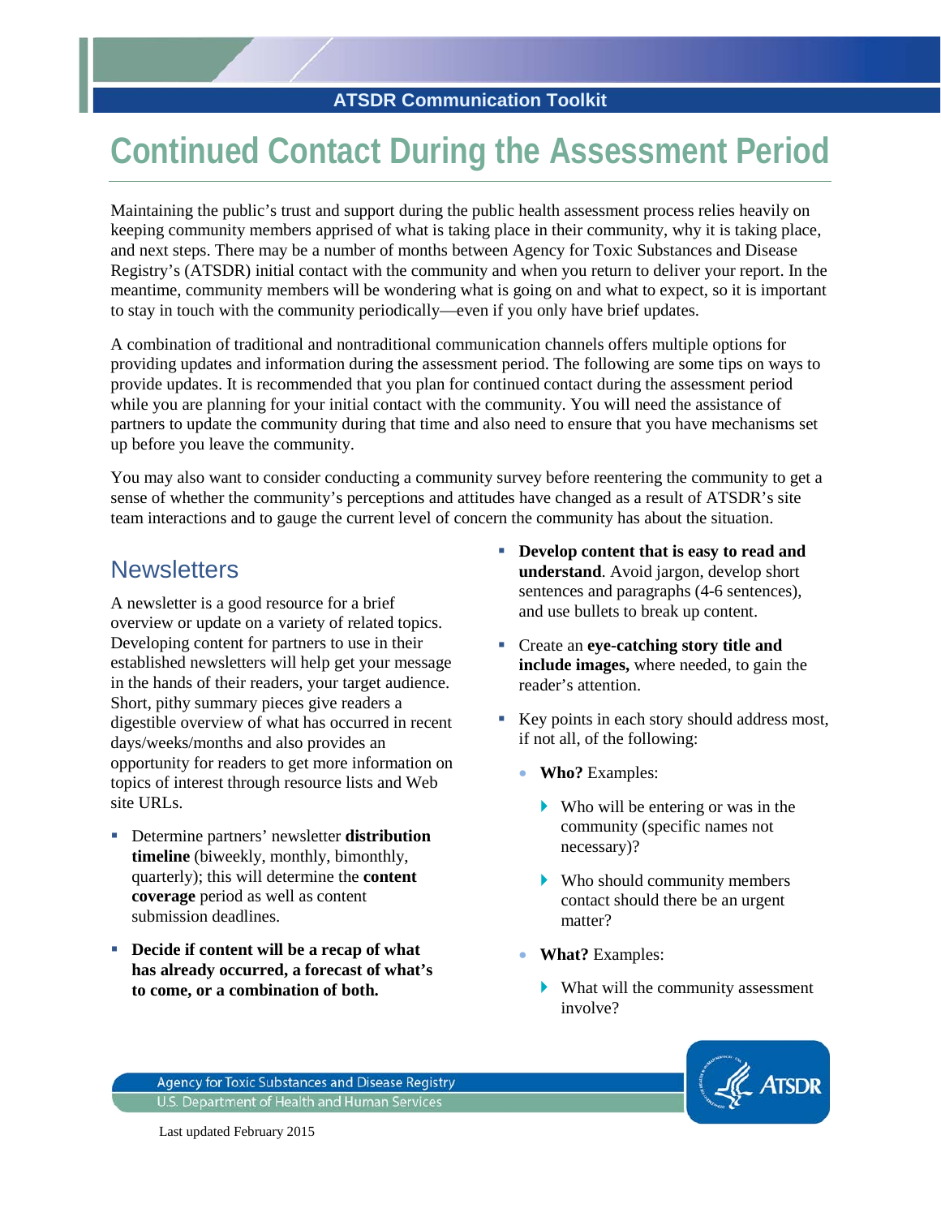ATSDR Communication Toolkit

# Continued Contact During the Assessment Period

Maintaining the public's trust and support during the public health assessment process relies heavily on keeping community members apprised of what is taking place in their community, why it is taking place, and next steps. There may be a number of months between Agency for Toxic Substances and Disease Registry's (ATSDR) initial contact with the community and when you return to deliver your report. In the meantime, community members will be wondering what is going on and what to expect, so it is important to stay in touch with the community periodically—even if you only have brief updates.

A combination of traditional and nontraditional communication channels offers multiple options for providing updates and information during the assessment period. The following are some tips on ways to provide updates. It is recommended that you plan for continued contact during the assessment period while you are planning for your initial contact with the community. You will need the assistance of partners to update the community during that time and also need to ensure that you have mechanisms set up before you leave the community.

You may also want to consider conducting a community survey before reentering the community to get a sense of whether the community's perceptions and attitudes have changed as a result of ATSDR's site team interactions and to gauge the current level of concern the community has about the situation.

## Newsletters

A newsletter is a good resource for a brief overview or update on a variety of related topics. Developing content for partners to use in their established newsletters will help get your message in the hands of their readers, your target audience. Short, pithy summary pieces give readers a digestible overview of what has occurred in recent days/weeks/months and also provides an opportunity for readers to get more information on topics of interest through resource lists and Web site URLs.

- Determine partners' newsletter **distribution timeline** (biweekly, monthly, bimonthly, quarterly); this will determine the **content coverage** period as well as content submission deadlines.
- **Decide if content will be a recap of what has already occurred, a forecast of what's to come, or a combination of both.**
- **Develop content that is easy to read and understand**. Avoid jargon, develop short sentences and paragraphs (4-6 sentences), and use bullets to break up content.
- Create an **eye-catching story title and include images,** where needed, to gain the reader's attention.
- Key points in each story should address most, if not all, of the following:
  - **Who?** Examples:
    - Who will be entering or was in the community (specific names not necessary)?
    - Who should community members contact should there be an urgent matter?
  - **What?** Examples:
    - What will the community assessment involve?

Agency for Toxic Substances and Disease Registry
U.S. Department of Health and Human Services

Last updated February 2015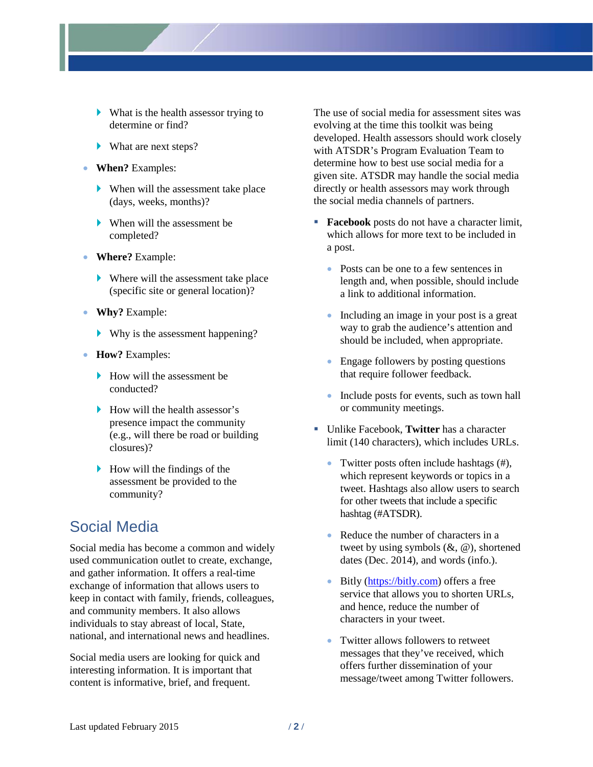- What is the health assessor trying to determine or find?
  - What are next steps?
- **When?** Examples:
  - When will the assessment take place (days, weeks, months)?
  - When will the assessment be completed?
- **Where?** Example:
  - Where will the assessment take place (specific site or general location)?
- **Why?** Example:
  - Why is the assessment happening?
- **How?** Examples:
  - How will the assessment be conducted?
  - How will the health assessor's presence impact the community (e.g., will there be road or building closures)?
  - How will the findings of the assessment be provided to the community?

## Social Media

Social media has become a common and widely used communication outlet to create, exchange, and gather information. It offers a real-time exchange of information that allows users to keep in contact with family, friends, colleagues, and community members. It also allows individuals to stay abreast of local, State, national, and international news and headlines.

Social media users are looking for quick and interesting information. It is important that content is informative, brief, and frequent.

The use of social media for assessment sites was evolving at the time this toolkit was being developed. Health assessors should work closely with ATSDR's Program Evaluation Team to determine how to best use social media for a given site. ATSDR may handle the social media directly or health assessors may work through the social media channels of partners.

- **Facebook** posts do not have a character limit, which allows for more text to be included in a post.
  - Posts can be one to a few sentences in length and, when possible, should include a link to additional information.
  - Including an image in your post is a great way to grab the audience's attention and should be included, when appropriate.
  - Engage followers by posting questions that require follower feedback.
  - Include posts for events, such as town hall or community meetings.
- Unlike Facebook, **Twitter** has a character limit (140 characters), which includes URLs.
  - Twitter posts often include hashtags (#), which represent keywords or topics in a tweet. Hashtags also allow users to search for other tweets that include a specific hashtag (#ATSDR).
  - Reduce the number of characters in a tweet by using symbols (&, @), shortened dates (Dec. 2014), and words (info.).
  - Bitly (https://bitly.com) offers a free service that allows you to shorten URLs, and hence, reduce the number of characters in your tweet.
  - Twitter allows followers to retweet messages that they've received, which offers further dissemination of your message/tweet among Twitter followers.

Last updated February 2015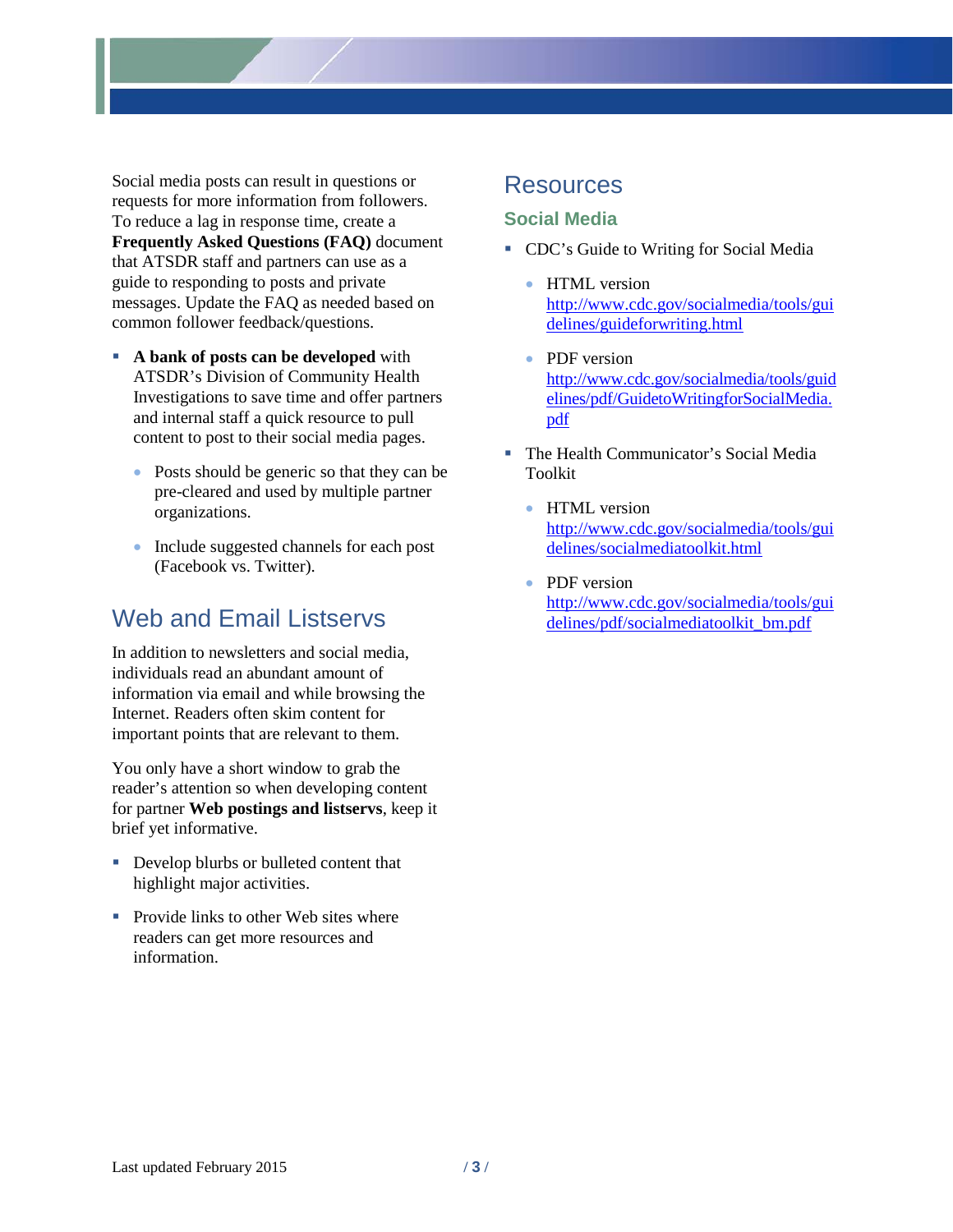Social media posts can result in questions or requests for more information from followers. To reduce a lag in response time, create a **Frequently Asked Questions (FAQ)** document that ATSDR staff and partners can use as a guide to responding to posts and private messages. Update the FAQ as needed based on common follower feedback/questions.

- **A bank of posts can be developed** with ATSDR's Division of Community Health Investigations to save time and offer partners and internal staff a quick resource to pull content to post to their social media pages.
  - Posts should be generic so that they can be pre-cleared and used by multiple partner organizations.
  - Include suggested channels for each post (Facebook vs. Twitter).

## Web and Email Listservs

In addition to newsletters and social media, individuals read an abundant amount of information via email and while browsing the Internet. Readers often skim content for important points that are relevant to them.

You only have a short window to grab the reader's attention so when developing content for partner **Web postings and listservs**, keep it brief yet informative.

- Develop blurbs or bulleted content that highlight major activities.
- Provide links to other Web sites where readers can get more resources and information.

## Resources

### Social Media

- CDC's Guide to Writing for Social Media
  - HTML version
    http://www.cdc.gov/socialmedia/tools/guidelines/guideforwriting.html
  - PDF version
    http://www.cdc.gov/socialmedia/tools/guidelines/pdf/GuidetoWritingforSocialMedia.pdf
- The Health Communicator's Social Media Toolkit
  - HTML version
    http://www.cdc.gov/socialmedia/tools/guidelines/socialmediatoolkit.html
  - PDF version
    http://www.cdc.gov/socialmedia/tools/guidelines/pdf/socialmediatoolkit_bm.pdf

Last updated February 2015